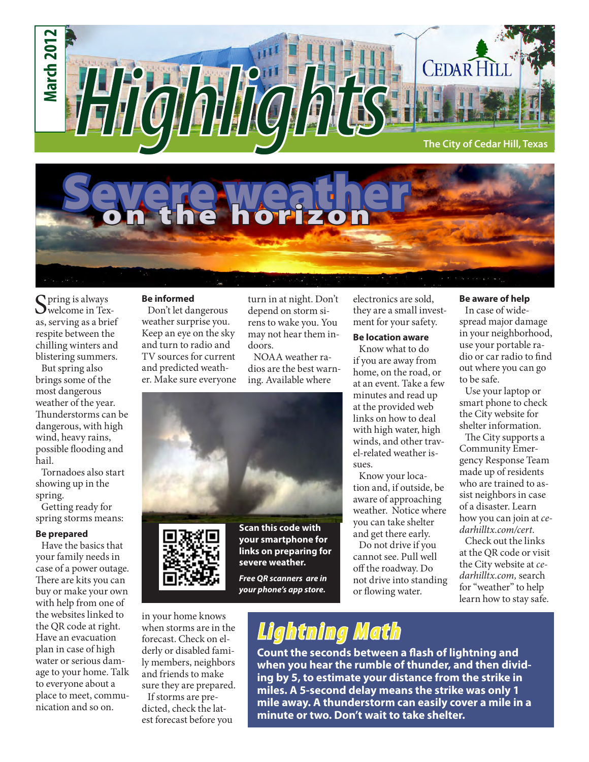March 2012

# Highlights

CEDAR HILL

The City of Cedar Hill, Texas

## Severe weather on the horizon

Spring is always welcome in Texas, serving as a brief respite between the chilling winters and blistering summers.

But spring also brings some of the most dangerous weather of the year. Thunderstorms can be dangerous, with high wind, heavy rains, possible flooding and hail.

Tornadoes also start showing up in the spring.

Getting ready for spring storms means:

**Be prepared**

Have the basics that your family needs in case of a power outage. There are kits you can buy or make your own with help from one of the websites linked to the QR code at right. Have an evacuation plan in case of high water or serious damage to your home. Talk to everyone about a place to meet, communication and so on.

**Be informed**

Don't let dangerous weather surprise you. Keep an eye on the sky and turn to radio and TV sources for current and predicted weather. Make sure everyone in your home knows when storms are in the forecast. Check on elderly or disabled family members, neighbors and friends to make sure they are prepared.

If storms are predicted, check the latest forecast before you turn in at night. Don't depend on storm sirens to wake you. You may not hear them indoors.

NOAA weather radios are the best warning. Available where electronics are sold, they are a small investment for your safety.

**Scan this code with your smartphone for links on preparing for severe weather.**

***Free QR scanners are in your phone's app store.***

**Be location aware**

Know what to do if you are away from home, on the road, or at an event. Take a few minutes and read up at the provided web links on how to deal with high water, high winds, and other travel-related weather issues.

Know your location and, if outside, be aware of approaching weather. Notice where you can take shelter and get there early.

Do not drive if you cannot see. Pull well off the roadway. Do not drive into standing or flowing water.

**Be aware of help**

In case of widespread major damage in your neighborhood, use your portable radio or car radio to find out where you can go to be safe.

Use your laptop or smart phone to check the City website for shelter information.

The City supports a Community Emergency Response Team made up of residents who are trained to assist neighbors in case of a disaster. Learn how you can join at *cedarhilltx.com/cert*.

Check out the links at the QR code or visit the City website at *cedarhilltx.com,* search for "weather" to help learn how to stay safe.

### Lightning Math

**Count the seconds between a flash of lightning and when you hear the rumble of thunder, and then dividing by 5, to estimate your distance from the strike in miles. A 5-second delay means the strike was only 1 mile away. A thunderstorm can easily cover a mile in a minute or two. Don't wait to take shelter.**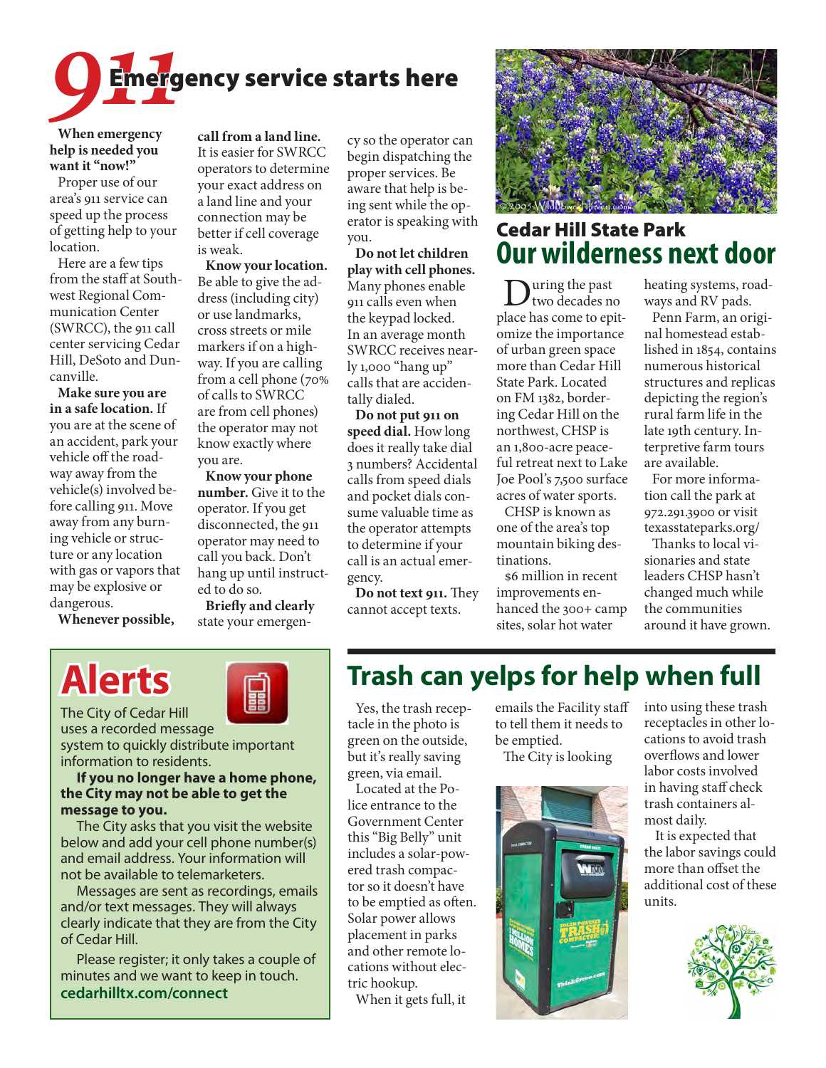# 911 Emergency service starts here

**When emergency help is needed you want it "now!"**

Proper use of our area's 911 service can speed up the process of getting help to your location.

Here are a few tips from the staff at Southwest Regional Communication Center (SWRCC), the 911 call center servicing Cedar Hill, DeSoto and Duncanville.

**Make sure you are in a safe location.** If you are at the scene of an accident, park your vehicle off the roadway away from the vehicle(s) involved before calling 911. Move away from any burning vehicle or structure or any location with gas or vapors that may be explosive or dangerous.

**Whenever possible, call from a land line.** It is easier for SWRCC operators to determine your exact address on a land line and your connection may be better if cell coverage is weak.

**Know your location.** Be able to give the address (including city) or use landmarks, cross streets or mile markers if on a highway. If you are calling from a cell phone (70% of calls to SWRCC are from cell phones) the operator may not know exactly where you are.

**Know your phone number.** Give it to the operator. If you get disconnected, the 911 operator may need to call you back. Don't hang up until instructed to do so.

**Briefly and clearly** state your emergency so the operator can begin dispatching the proper services. Be aware that help is being sent while the operator is speaking with you.

**Do not let children play with cell phones.** Many phones enable 911 calls even when the keypad locked. In an average month SWRCC receives nearly 1,000 "hang up" calls that are accidentally dialed.

**Do not put 911 on speed dial.** How long does it really take dial 3 numbers? Accidental calls from speed dials and pocket dials consume valuable time as the operator attempts to determine if your call is an actual emergency.

**Do not text 911.** They cannot accept texts.

## Cedar Hill State Park
# Our wilderness next door

During the past two decades no place has come to epitomize the importance of urban green space more than Cedar Hill State Park. Located on FM 1382, bordering Cedar Hill on the northwest, CHSP is an 1,800-acre peaceful retreat next to Lake Joe Pool's 7,500 surface acres of water sports.

CHSP is known as one of the area's top mountain biking destinations.

$6 million in recent improvements enhanced the 300+ camp sites, solar hot water heating systems, roadways and RV pads.

Penn Farm, an original homestead established in 1854, contains numerous historical structures and replicas depicting the region's rural farm life in the late 19th century. Interpretive farm tours are available.

For more information call the park at 972.291.3900 or visit texasstateparks.org/

Thanks to local visionaries and state leaders CHSP hasn't changed much while the communities around it have grown.

# Alerts

The City of Cedar Hill uses a recorded message system to quickly distribute important information to residents.

**If you no longer have a home phone, the City may not be able to get the message to you.**

The City asks that you visit the website below and add your cell phone number(s) and email address. Your information will not be available to telemarketers.

Messages are sent as recordings, emails and/or text messages. They will always clearly indicate that they are from the City of Cedar Hill.

Please register; it only takes a couple of minutes and we want to keep in touch.

**cedarhilltx.com/connect**

# Trash can yelps for help when full

Yes, the trash receptacle in the photo is green on the outside, but it's really saving green, via email.

Located at the Police entrance to the Government Center this "Big Belly" unit includes a solar-powered trash compactor so it doesn't have to be emptied as often. Solar power allows placement in parks and other remote locations without electric hookup.

When it gets full, it emails the Facility staff to tell them it needs to be emptied.

The City is looking into using these trash receptacles in other locations to avoid trash overflows and lower labor costs involved in having staff check trash containers almost daily.

It is expected that the labor savings could more than offset the additional cost of these units.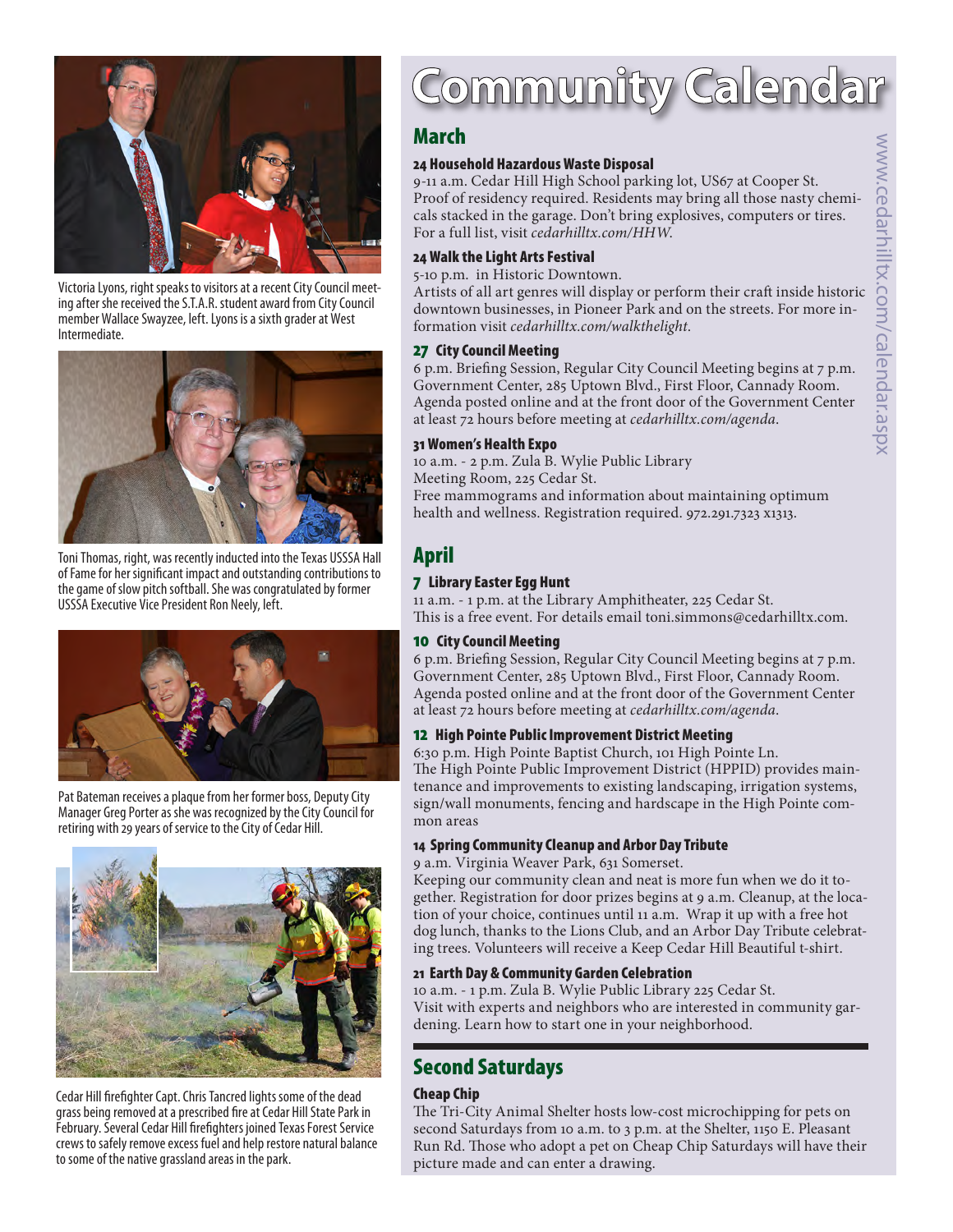Victoria Lyons, right speaks to visitors at a recent City Council meeting after she received the S.T.A.R. student award from City Council member Wallace Swayzee, left. Lyons is a sixth grader at West Intermediate.

Toni Thomas, right, was recently inducted into the Texas USSSA Hall of Fame for her significant impact and outstanding contributions to the game of slow pitch softball. She was congratulated by former USSSA Executive Vice President Ron Neely, left.

Pat Bateman receives a plaque from her former boss, Deputy City Manager Greg Porter as she was recognized by the City Council for retiring with 29 years of service to the City of Cedar Hill.

Cedar Hill firefighter Capt. Chris Tancred lights some of the dead grass being removed at a prescribed fire at Cedar Hill State Park in February. Several Cedar Hill firefighters joined Texas Forest Service crews to safely remove excess fuel and help restore natural balance to some of the native grassland areas in the park.

# Community Calendar

www.cedarhilltx.com/calendar.aspx

## March

### 24 Household Hazardous Waste Disposal

9-11 a.m. Cedar Hill High School parking lot, US67 at Cooper St.
Proof of residency required. Residents may bring all those nasty chemicals stacked in the garage. Don't bring explosives, computers or tires. For a full list, visit *cedarhilltx.com/HHW*.

### 24 Walk the Light Arts Festival

5-10 p.m. in Historic Downtown.
Artists of all art genres will display or perform their craft inside historic downtown businesses, in Pioneer Park and on the streets. For more information visit *cedarhilltx.com/walkthelight*.

### 27 City Council Meeting

6 p.m. Briefing Session, Regular City Council Meeting begins at 7 p.m. Government Center, 285 Uptown Blvd., First Floor, Cannady Room. Agenda posted online and at the front door of the Government Center at least 72 hours before meeting at *cedarhilltx.com/agenda*.

### 31 Women's Health Expo

10 a.m. - 2 p.m. Zula B. Wylie Public Library
Meeting Room, 225 Cedar St.
Free mammograms and information about maintaining optimum health and wellness. Registration required. 972.291.7323 x1313.

## April

### 7 Library Easter Egg Hunt

11 a.m. - 1 p.m. at the Library Amphitheater, 225 Cedar St.
This is a free event. For details email toni.simmons@cedarhilltx.com.

### 10 City Council Meeting

6 p.m. Briefing Session, Regular City Council Meeting begins at 7 p.m. Government Center, 285 Uptown Blvd., First Floor, Cannady Room. Agenda posted online and at the front door of the Government Center at least 72 hours before meeting at *cedarhilltx.com/agenda*.

### 12 High Pointe Public Improvement District Meeting

6:30 p.m. High Pointe Baptist Church, 101 High Pointe Ln.
The High Pointe Public Improvement District (HPPID) provides maintenance and improvements to existing landscaping, irrigation systems, sign/wall monuments, fencing and hardscape in the High Pointe common areas

### 14 Spring Community Cleanup and Arbor Day Tribute

9 a.m. Virginia Weaver Park, 631 Somerset.
Keeping our community clean and neat is more fun when we do it together. Registration for door prizes begins at 9 a.m. Cleanup, at the location of your choice, continues until 11 a.m. Wrap it up with a free hot dog lunch, thanks to the Lions Club, and an Arbor Day Tribute celebrating trees. Volunteers will receive a Keep Cedar Hill Beautiful t-shirt.

### 21 Earth Day & Community Garden Celebration

10 a.m. - 1 p.m. Zula B. Wylie Public Library 225 Cedar St.
Visit with experts and neighbors who are interested in community gardening. Learn how to start one in your neighborhood.

## Second Saturdays

### Cheap Chip

The Tri-City Animal Shelter hosts low-cost microchipping for pets on second Saturdays from 10 a.m. to 3 p.m. at the Shelter, 1150 E. Pleasant Run Rd. Those who adopt a pet on Cheap Chip Saturdays will have their picture made and can enter a drawing.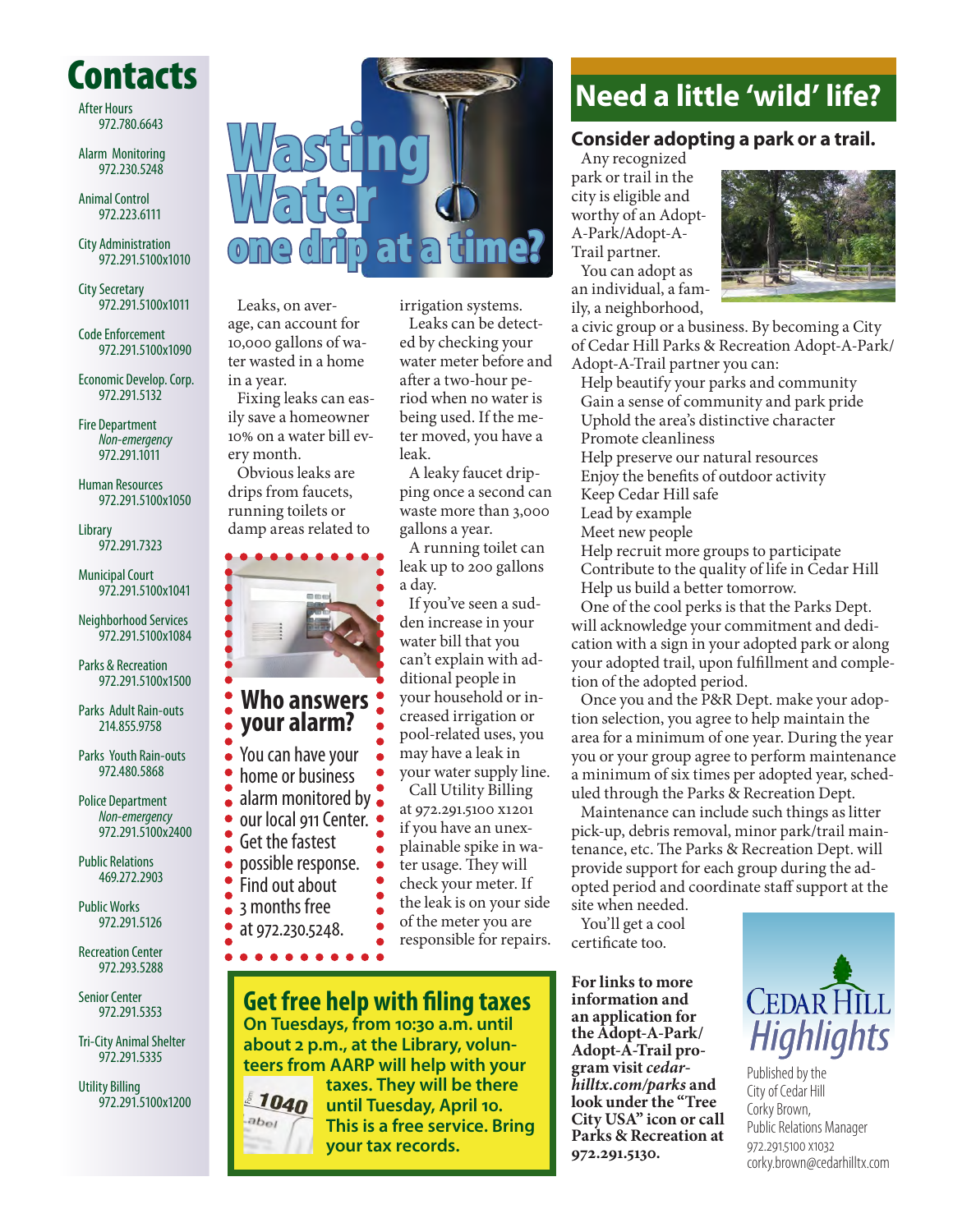# Contacts

After Hours
972.780.6643

Alarm Monitoring
972.230.5248

Animal Control
972.223.6111

City Administration
972.291.5100x1010

City Secretary
972.291.5100x1011

Code Enforcement
972.291.5100x1090

Economic Develop. Corp.
972.291.5132

Fire Department
*Non-emergency*
972.291.1011

Human Resources
972.291.5100x1050

Library
972.291.7323

Municipal Court
972.291.5100x1041

Neighborhood Services
972.291.5100x1084

Parks & Recreation
972.291.5100x1500

Parks Adult Rain-outs
214.855.9758

Parks Youth Rain-outs
972.480.5868

Police Department
*Non-emergency*
972.291.5100x2400

Public Relations
469.272.2903

Public Works
972.291.5126

Recreation Center
972.293.5288

Senior Center
972.291.5353

Tri-City Animal Shelter
972.291.5335

Utility Billing
972.291.5100x1200

# Wasting Water one drip at a time?

Leaks, on average, can account for 10,000 gallons of water wasted in a home in a year.

Fixing leaks can easily save a homeowner 10% on a water bill every month.

Obvious leaks are drips from faucets, running toilets or damp areas related to irrigation systems.

Leaks can be detected by checking your water meter before and after a two-hour period when no water is being used. If the meter moved, you have a leak.

A leaky faucet dripping once a second can waste more than 3,000 gallons a year.

A running toilet can leak up to 200 gallons a day.

If you've seen a sudden increase in your water bill that you can't explain with additional people in your household or increased irrigation or pool-related uses, you may have a leak in your water supply line.

Call Utility Billing at 972.291.5100 x1201 if you have an unexplainable spike in water usage. They will check your meter. If the leak is on your side of the meter you are responsible for repairs.

## Who answers your alarm?

You can have your home or business alarm monitored by our local 911 Center. Get the fastest possible response. Find out about 3 months free at 972.230.5248.

## Get free help with filing taxes

**On Tuesdays, from 10:30 a.m. until about 2 p.m., at the Library, volunteers from AARP will help with your taxes. They will be there until Tuesday, April 10. This is a free service. Bring your tax records.**

# Need a little 'wild' life?

## Consider adopting a park or a trail.

Any recognized park or trail in the city is eligible and worthy of an Adopt-A-Park/Adopt-A-Trail partner.

You can adopt as an individual, a family, a neighborhood, a civic group or a business. By becoming a City of Cedar Hill Parks & Recreation Adopt-A-Park/Adopt-A-Trail partner you can:

- Help beautify your parks and community
- Gain a sense of community and park pride
- Uphold the area's distinctive character
- Promote cleanliness
- Help preserve our natural resources
- Enjoy the benefits of outdoor activity
- Keep Cedar Hill safe
- Lead by example
- Meet new people
- Help recruit more groups to participate
- Contribute to the quality of life in Cedar Hill
- Help us build a better tomorrow.

One of the cool perks is that the Parks Dept. will acknowledge your commitment and dedication with a sign in your adopted park or along your adopted trail, upon fulfillment and completion of the adopted period.

Once you and the P&R Dept. make your adoption selection, you agree to help maintain the area for a minimum of one year. During the year you or your group agree to perform maintenance a minimum of six times per adopted year, scheduled through the Parks & Recreation Dept.

Maintenance can include such things as litter pick-up, debris removal, minor park/trail maintenance, etc. The Parks & Recreation Dept. will provide support for each group during the adopted period and coordinate staff support at the site when needed.

You'll get a cool certificate too.

**For links to more information and an application for the Adopt-A-Park/Adopt-A-Trail program visit *cedarhilltx.com/parks* and look under the "Tree City USA" icon or call Parks & Recreation at 972.291.5130.**

CEDAR HILL *Highlights*

Published by the City of Cedar Hill
Corky Brown,
Public Relations Manager
972.291.5100 x1032
corky.brown@cedarhilltx.com